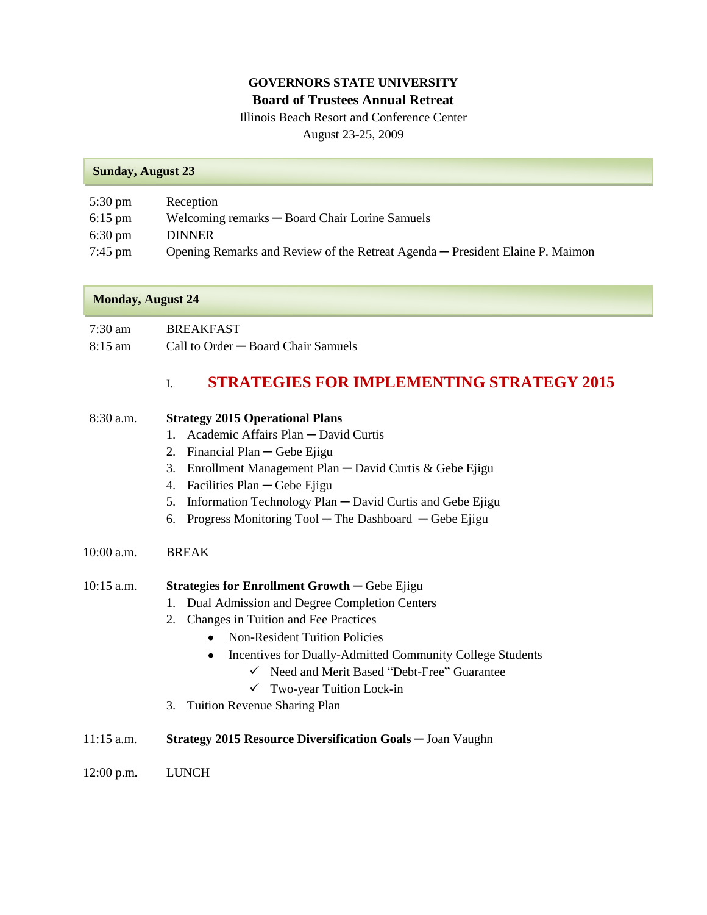**GOVERNORS STATE UNIVERSITY**

**Board of Trustees Annual Retreat**

Illinois Beach Resort and Conference Center

August 23-25, 2009

## Sunday, August 23

| | |
|---|---|
| 5:30 pm | Reception |
| 6:15 pm | Welcoming remarks ─ Board Chair Lorine Samuels |
| 6:30 pm | DINNER |
| 7:45 pm | Opening Remarks and Review of the Retreat Agenda ─ President Elaine P. Maimon |

## Monday, August 24

| | |
|---|---|
| 7:30 am | BREAKFAST |
| 8:15 am | Call to Order ─ Board Chair Samuels |

### I. STRATEGIES FOR IMPLEMENTING STRATEGY 2015

8:30 a.m. **Strategy 2015 Operational Plans**

1. Academic Affairs Plan ─ David Curtis
2. Financial Plan ─ Gebe Ejigu
3. Enrollment Management Plan ─ David Curtis & Gebe Ejigu
4. Facilities Plan ─ Gebe Ejigu
5. Information Technology Plan ─ David Curtis and Gebe Ejigu
6. Progress Monitoring Tool ─ The Dashboard ─ Gebe Ejigu

10:00 a.m. BREAK

10:15 a.m. **Strategies for Enrollment Growth** ─ Gebe Ejigu

1. Dual Admission and Degree Completion Centers
2. Changes in Tuition and Fee Practices
   - Non-Resident Tuition Policies
   - Incentives for Dually-Admitted Community College Students
     - ✓ Need and Merit Based “Debt-Free” Guarantee
     - ✓ Two-year Tuition Lock-in
3. Tuition Revenue Sharing Plan

11:15 a.m. **Strategy 2015 Resource Diversification Goals** ─ Joan Vaughn

12:00 p.m. LUNCH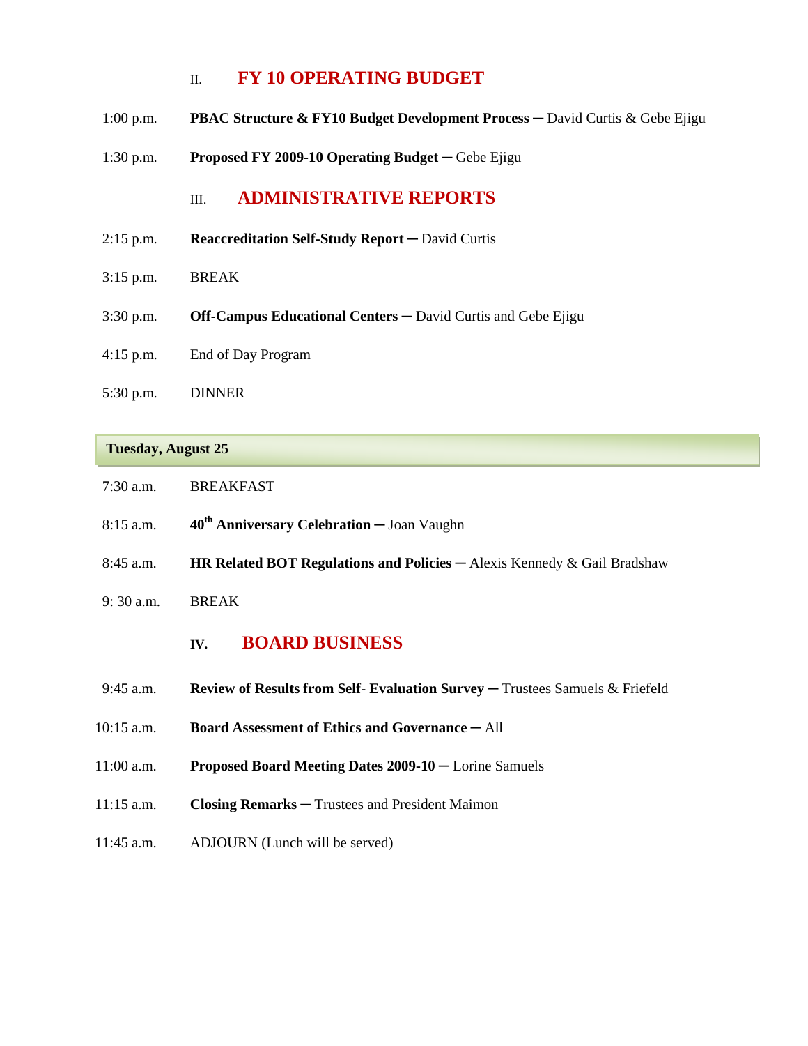## II. FY 10 OPERATING BUDGET

1:00 p.m. **PBAC Structure & FY10 Budget Development Process** ─ David Curtis & Gebe Ejigu

1:30 p.m. **Proposed FY 2009-10 Operating Budget** ─ Gebe Ejigu

## III. ADMINISTRATIVE REPORTS

2:15 p.m. **Reaccreditation Self-Study Report** ─ David Curtis

3:15 p.m. BREAK

3:30 p.m. **Off-Campus Educational Centers** ─ David Curtis and Gebe Ejigu

4:15 p.m. End of Day Program

5:30 p.m. DINNER

### Tuesday, August 25

7:30 a.m. BREAKFAST

8:15 a.m. **40th Anniversary Celebration** ─ Joan Vaughn

8:45 a.m. **HR Related BOT Regulations and Policies** ─ Alexis Kennedy & Gail Bradshaw

9: 30 a.m. BREAK

## IV. BOARD BUSINESS

9:45 a.m. **Review of Results from Self- Evaluation Survey** ─ Trustees Samuels & Friefeld

10:15 a.m. **Board Assessment of Ethics and Governance** ─ All

11:00 a.m. **Proposed Board Meeting Dates 2009-10** ─ Lorine Samuels

11:15 a.m. **Closing Remarks** ─ Trustees and President Maimon

11:45 a.m. ADJOURN (Lunch will be served)